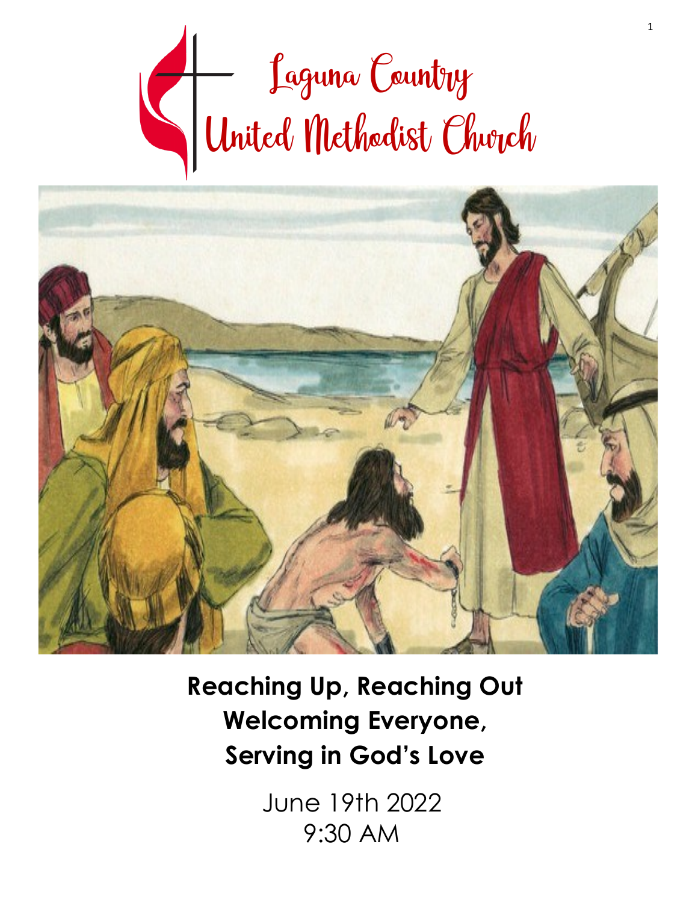# Laguna Country United Methodist Church

**Reaching Up, Reaching Out**
**Welcoming Everyone,**
**Serving in God's Love**

June 19th 2022
9:30 AM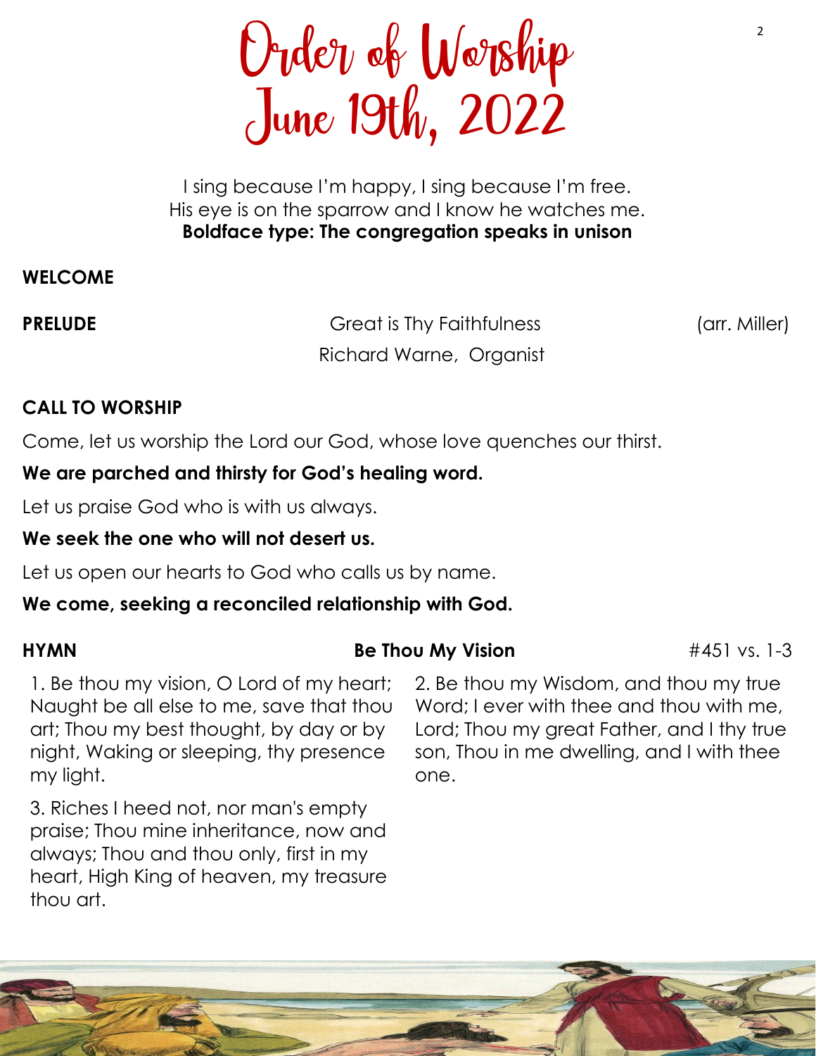# Order of Worship
# June 19th, 2022

I sing because I'm happy, I sing because I'm free.
His eye is on the sparrow and I know he watches me.
**Boldface type: The congregation speaks in unison**

**WELCOME**

**PRELUDE** Great is Thy Faithfulness (arr. Miller)
Richard Warne, Organist

**CALL TO WORSHIP**

Come, let us worship the Lord our God, whose love quenches our thirst.

**We are parched and thirsty for God's healing word.**

Let us praise God who is with us always.

**We seek the one who will not desert us.**

Let us open our hearts to God who calls us by name.

**We come, seeking a reconciled relationship with God.**

**HYMN** **Be Thou My Vision** #451 vs. 1-3

1. Be thou my vision, O Lord of my heart; Naught be all else to me, save that thou art; Thou my best thought, by day or by night, Waking or sleeping, thy presence my light.

2. Be thou my Wisdom, and thou my true Word; I ever with thee and thou with me, Lord; Thou my great Father, and I thy true son, Thou in me dwelling, and I with thee one.

3. Riches I heed not, nor man's empty praise; Thou mine inheritance, now and always; Thou and thou only, first in my heart, High King of heaven, my treasure thou art.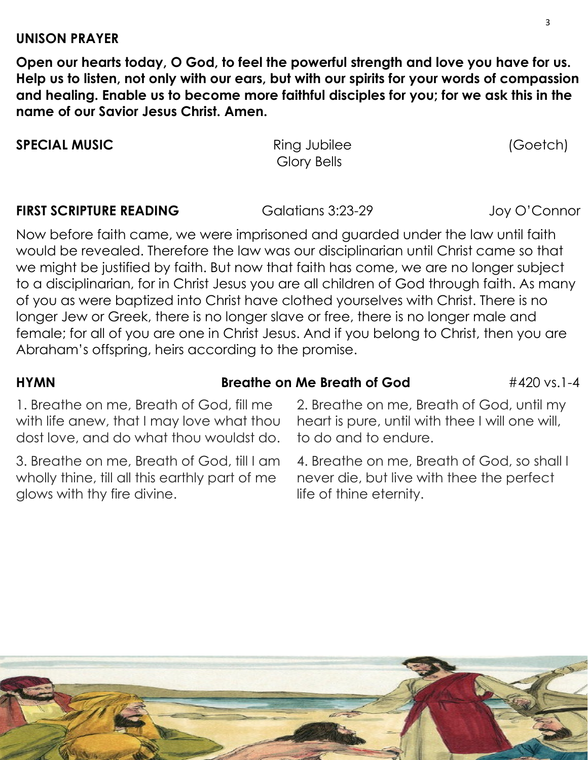**UNISON PRAYER**

**Open our hearts today, O God, to feel the powerful strength and love you have for us. Help us to listen, not only with our ears, but with our spirits for your words of compassion and healing. Enable us to become more faithful disciples for you; for we ask this in the name of our Savior Jesus Christ. Amen.**

**SPECIAL MUSIC** Ring Jubilee (Goetch)
Glory Bells

**FIRST SCRIPTURE READING** Galatians 3:23-29 Joy O'Connor

Now before faith came, we were imprisoned and guarded under the law until faith would be revealed. Therefore the law was our disciplinarian until Christ came so that we might be justified by faith. But now that faith has come, we are no longer subject to a disciplinarian, for in Christ Jesus you are all children of God through faith. As many of you as were baptized into Christ have clothed yourselves with Christ. There is no longer Jew or Greek, there is no longer slave or free, there is no longer male and female; for all of you are one in Christ Jesus. And if you belong to Christ, then you are Abraham's offspring, heirs according to the promise.

**HYMN** **Breathe on Me Breath of God** #420 vs.1-4

1. Breathe on me, Breath of God, fill me with life anew, that I may love what thou dost love, and do what thou wouldst do.

2. Breathe on me, Breath of God, until my heart is pure, until with thee I will one will, to do and to endure.

3. Breathe on me, Breath of God, till I am wholly thine, till all this earthly part of me glows with thy fire divine.

4. Breathe on me, Breath of God, so shall I never die, but live with thee the perfect life of thine eternity.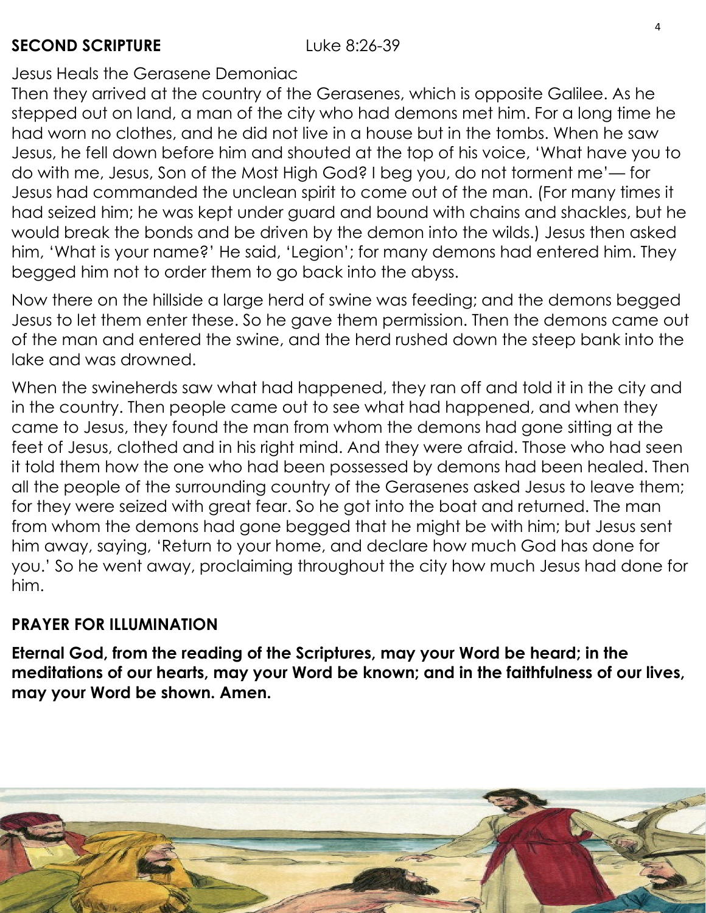**SECOND SCRIPTURE** Luke 8:26-39

Jesus Heals the Gerasene Demoniac

Then they arrived at the country of the Gerasenes, which is opposite Galilee. As he stepped out on land, a man of the city who had demons met him. For a long time he had worn no clothes, and he did not live in a house but in the tombs. When he saw Jesus, he fell down before him and shouted at the top of his voice, 'What have you to do with me, Jesus, Son of the Most High God? I beg you, do not torment me'— for Jesus had commanded the unclean spirit to come out of the man. (For many times it had seized him; he was kept under guard and bound with chains and shackles, but he would break the bonds and be driven by the demon into the wilds.) Jesus then asked him, 'What is your name?' He said, 'Legion'; for many demons had entered him. They begged him not to order them to go back into the abyss.

Now there on the hillside a large herd of swine was feeding; and the demons begged Jesus to let them enter these. So he gave them permission. Then the demons came out of the man and entered the swine, and the herd rushed down the steep bank into the lake and was drowned.

When the swineherds saw what had happened, they ran off and told it in the city and in the country. Then people came out to see what had happened, and when they came to Jesus, they found the man from whom the demons had gone sitting at the feet of Jesus, clothed and in his right mind. And they were afraid. Those who had seen it told them how the one who had been possessed by demons had been healed. Then all the people of the surrounding country of the Gerasenes asked Jesus to leave them; for they were seized with great fear. So he got into the boat and returned. The man from whom the demons had gone begged that he might be with him; but Jesus sent him away, saying, 'Return to your home, and declare how much God has done for you.' So he went away, proclaiming throughout the city how much Jesus had done for him.

## PRAYER FOR ILLUMINATION

**Eternal God, from the reading of the Scriptures, may your Word be heard; in the meditations of our hearts, may your Word be known; and in the faithfulness of our lives, may your Word be shown. Amen.**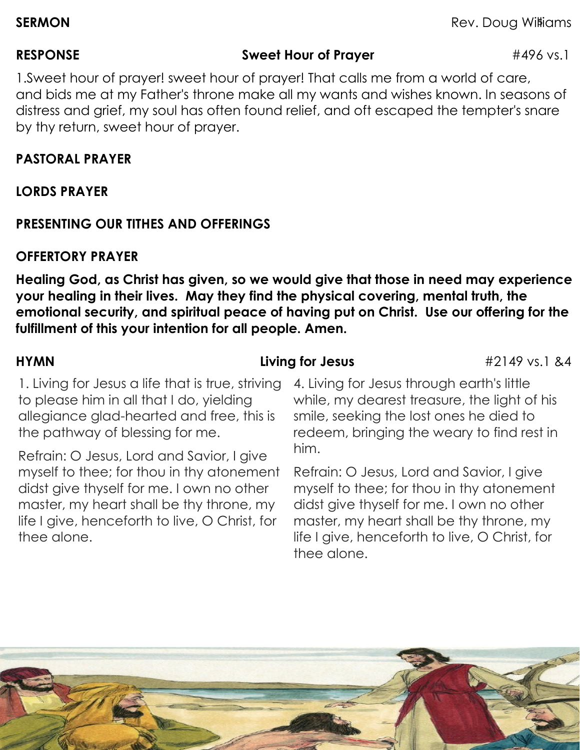**SERMON** Rev. Doug Williams

**RESPONSE** **Sweet Hour of Prayer** #496 vs.1

1.Sweet hour of prayer! sweet hour of prayer! That calls me from a world of care, and bids me at my Father's throne make all my wants and wishes known. In seasons of distress and grief, my soul has often found relief, and oft escaped the tempter's snare by thy return, sweet hour of prayer.

**PASTORAL PRAYER**

**LORDS PRAYER**

**PRESENTING OUR TITHES AND OFFERINGS**

**OFFERTORY PRAYER**

**Healing God, as Christ has given, so we would give that those in need may experience your healing in their lives. May they find the physical covering, mental truth, the emotional security, and spiritual peace of having put on Christ. Use our offering for the fulfillment of this your intention for all people. Amen.**

**HYMN** **Living for Jesus** #2149 vs.1 &4

1. Living for Jesus a life that is true, striving to please him in all that I do, yielding allegiance glad-hearted and free, this is the pathway of blessing for me.

Refrain: O Jesus, Lord and Savior, I give myself to thee; for thou in thy atonement didst give thyself for me. I own no other master, my heart shall be thy throne, my life I give, henceforth to live, O Christ, for thee alone.

4. Living for Jesus through earth's little while, my dearest treasure, the light of his smile, seeking the lost ones he died to redeem, bringing the weary to find rest in him.

Refrain: O Jesus, Lord and Savior, I give myself to thee; for thou in thy atonement didst give thyself for me. I own no other master, my heart shall be thy throne, my life I give, henceforth to live, O Christ, for thee alone.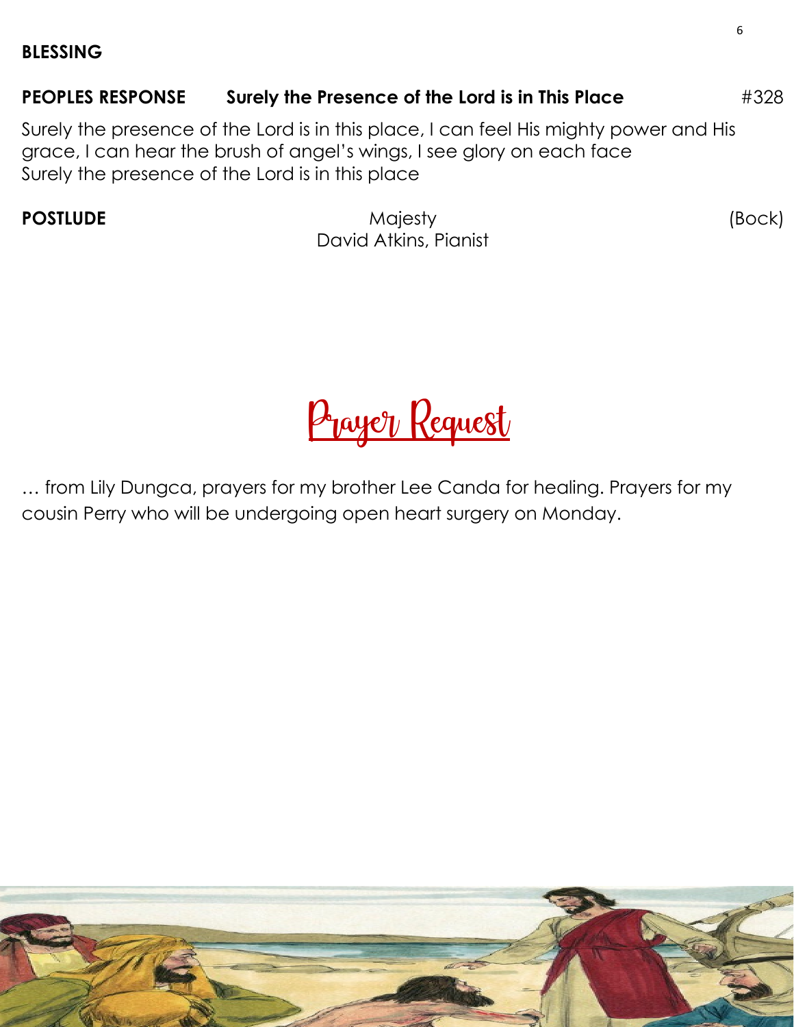**BLESSING**

**PEOPLES RESPONSE** **Surely the Presence of the Lord is in This Place** #328

Surely the presence of the Lord is in this place, I can feel His mighty power and His grace, I can hear the brush of angel's wings, I see glory on each face
Surely the presence of the Lord is in this place

**POSTLUDE** Majesty (Bock)
David Atkins, Pianist

## Prayer Request

… from Lily Dungca, prayers for my brother Lee Canda for healing. Prayers for my cousin Perry who will be undergoing open heart surgery on Monday.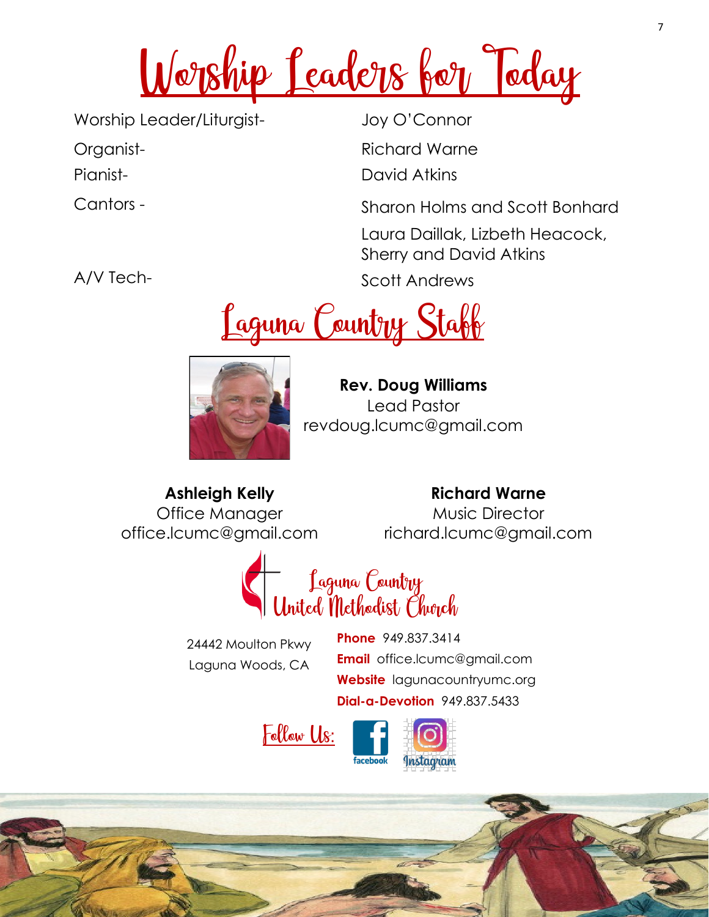# Worship Leaders for Today

| | |
|---|---|
| Worship Leader/Liturgist- | Joy O'Connor |
| Organist- | Richard Warne |
| Pianist- | David Atkins |
| Cantors - | Sharon Holms and Scott Bonhard |
| | Laura Daillak, Lizbeth Heacock, Sherry and David Atkins |
| A/V Tech- | Scott Andrews |

# Laguna Country Staff

**Rev. Doug Williams**
Lead Pastor
revdoug.lcumc@gmail.com

**Ashleigh Kelly**
Office Manager
office.lcumc@gmail.com

**Richard Warne**
Music Director
richard.lcumc@gmail.com

Laguna Country
United Methodist Church

24442 Moulton Pkwy
Laguna Woods, CA

**Phone** 949.837.3414
**Email** office.lcumc@gmail.com
**Website** lagunacountryumc.org
**Dial-a-Devotion** 949.837.5433

Follow Us: facebook Instagram